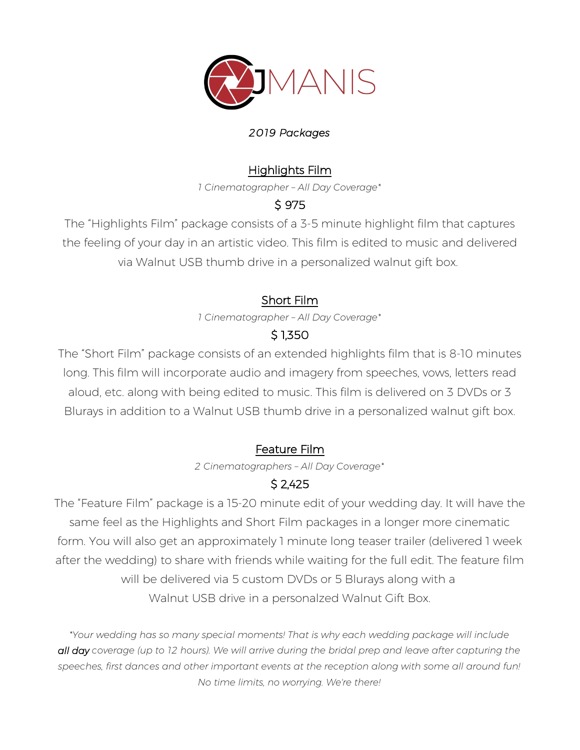# JMANIS

*2019 Packages*

## Highlights Film

*1 Cinematographer – All Day Coverage**

$ 975

The "Highlights Film" package consists of a 3-5 minute highlight film that captures the feeling of your day in an artistic video. This film is edited to music and delivered via Walnut USB thumb drive in a personalized walnut gift box.

## Short Film

*1 Cinematographer – All Day Coverage**

$ 1,350

The "Short Film" package consists of an extended highlights film that is 8-10 minutes long. This film will incorporate audio and imagery from speeches, vows, letters read aloud, etc. along with being edited to music. This film is delivered on 3 DVDs or 3 Blurays in addition to a Walnut USB thumb drive in a personalized walnut gift box.

## Feature Film

*2 Cinematographers – All Day Coverage**

$ 2,425

The "Feature Film" package is a 15-20 minute edit of your wedding day. It will have the same feel as the Highlights and Short Film packages in a longer more cinematic form. You will also get an approximately 1 minute long teaser trailer (delivered 1 week after the wedding) to share with friends while waiting for the full edit. The feature film will be delivered via 5 custom DVDs or 5 Blurays along with a Walnut USB drive in a personalzed Walnut Gift Box.

*\*Your wedding has so many special moments! That is why each wedding package will include **all day** coverage (up to 12 hours). We will arrive during the bridal prep and leave after capturing the speeches, first dances and other important events at the reception along with some all around fun! No time limits, no worrying. We're there!*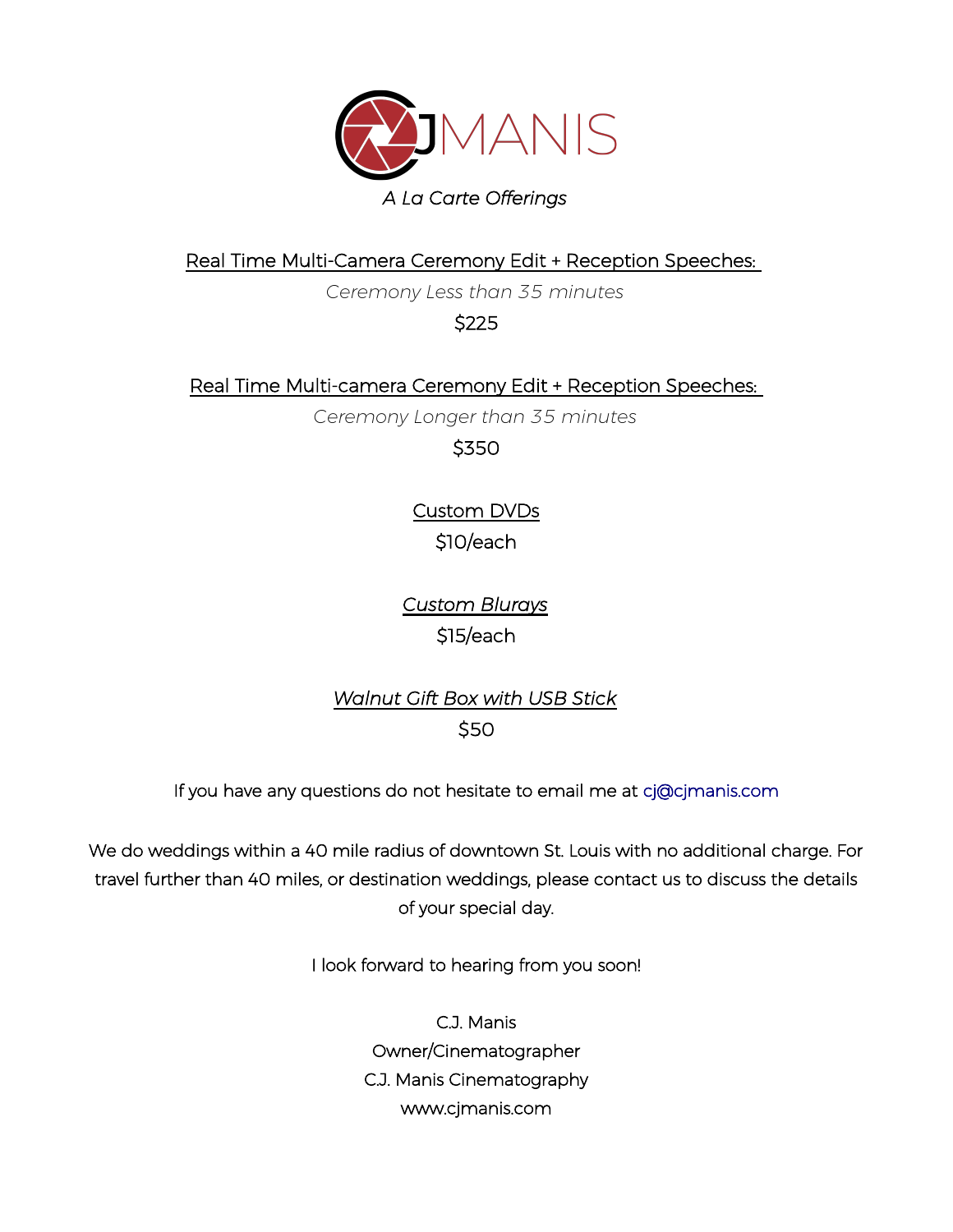# CJMANIS

*A La Carte Offerings*

Real Time Multi-Camera Ceremony Edit + Reception Speeches:

*Ceremony Less than 35 minutes*

$225

Real Time Multi-camera Ceremony Edit + Reception Speeches:

*Ceremony Longer than 35 minutes*

$350

Custom DVDs

$10/each

*Custom Blurays*

$15/each

*Walnut Gift Box with USB Stick*

$50

If you have any questions do not hesitate to email me at cj@cjmanis.com

We do weddings within a 40 mile radius of downtown St. Louis with no additional charge. For travel further than 40 miles, or destination weddings, please contact us to discuss the details of your special day.

I look forward to hearing from you soon!

C.J. Manis
Owner/Cinematographer
C.J. Manis Cinematography
www.cjmanis.com